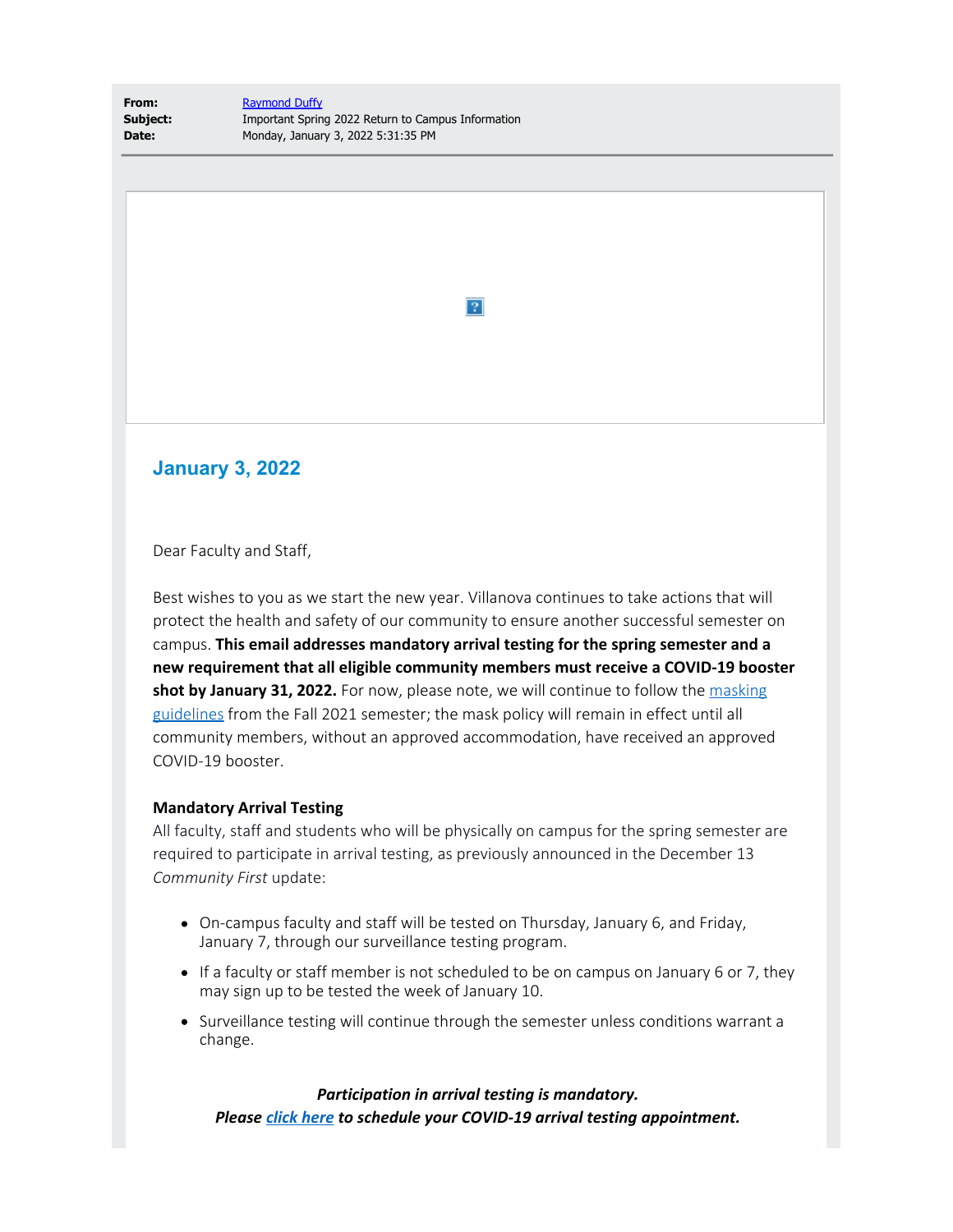**From:** Raymond Duffy
**Subject:** Important Spring 2022 Return to Campus Information
**Date:** Monday, January 3, 2022 5:31:35 PM

## January 3, 2022

Dear Faculty and Staff,

Best wishes to you as we start the new year. Villanova continues to take actions that will protect the health and safety of our community to ensure another successful semester on campus. **This email addresses mandatory arrival testing for the spring semester and a new requirement that all eligible community members must receive a COVID-19 booster shot by January 31, 2022.** For now, please note, we will continue to follow the masking guidelines from the Fall 2021 semester; the mask policy will remain in effect until all community members, without an approved accommodation, have received an approved COVID-19 booster.

**Mandatory Arrival Testing**
All faculty, staff and students who will be physically on campus for the spring semester are required to participate in arrival testing, as previously announced in the December 13 *Community First* update:

- On-campus faculty and staff will be tested on Thursday, January 6, and Friday, January 7, through our surveillance testing program.
- If a faculty or staff member is not scheduled to be on campus on January 6 or 7, they may sign up to be tested the week of January 10.
- Surveillance testing will continue through the semester unless conditions warrant a change.

***Participation in arrival testing is mandatory.***
***Please click here to schedule your COVID-19 arrival testing appointment.***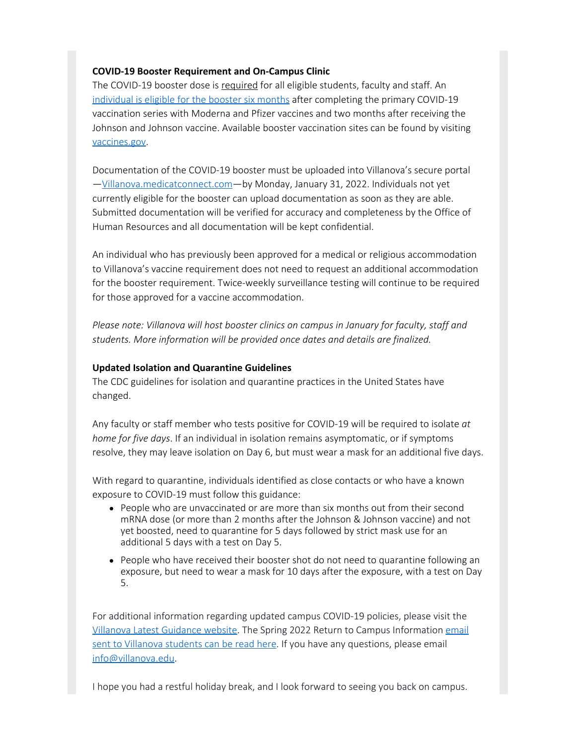**COVID-19 Booster Requirement and On-Campus Clinic**
The COVID-19 booster dose is required for all eligible students, faculty and staff. An [individual is eligible for the booster six months](#) after completing the primary COVID-19 vaccination series with Moderna and Pfizer vaccines and two months after receiving the Johnson and Johnson vaccine. Available booster vaccination sites can be found by visiting [vaccines.gov](#).

Documentation of the COVID-19 booster must be uploaded into Villanova's secure portal —[Villanova.medicatconnect.com](#)—by Monday, January 31, 2022. Individuals not yet currently eligible for the booster can upload documentation as soon as they are able. Submitted documentation will be verified for accuracy and completeness by the Office of Human Resources and all documentation will be kept confidential.

An individual who has previously been approved for a medical or religious accommodation to Villanova's vaccine requirement does not need to request an additional accommodation for the booster requirement. Twice-weekly surveillance testing will continue to be required for those approved for a vaccine accommodation.

*Please note: Villanova will host booster clinics on campus in January for faculty, staff and students. More information will be provided once dates and details are finalized.*

**Updated Isolation and Quarantine Guidelines**
The CDC guidelines for isolation and quarantine practices in the United States have changed.

Any faculty or staff member who tests positive for COVID-19 will be required to isolate *at home for five days*. If an individual in isolation remains asymptomatic, or if symptoms resolve, they may leave isolation on Day 6, but must wear a mask for an additional five days.

With regard to quarantine, individuals identified as close contacts or who have a known exposure to COVID-19 must follow this guidance:

- People who are unvaccinated or are more than six months out from their second mRNA dose (or more than 2 months after the Johnson & Johnson vaccine) and not yet boosted, need to quarantine for 5 days followed by strict mask use for an additional 5 days with a test on Day 5.
- People who have received their booster shot do not need to quarantine following an exposure, but need to wear a mask for 10 days after the exposure, with a test on Day 5.

For additional information regarding updated campus COVID-19 policies, please visit the [Villanova Latest Guidance website](#). The Spring 2022 Return to Campus Information [email sent to Villanova students can be read here](#). If you have any questions, please email [info@villanova.edu](#).

I hope you had a restful holiday break, and I look forward to seeing you back on campus.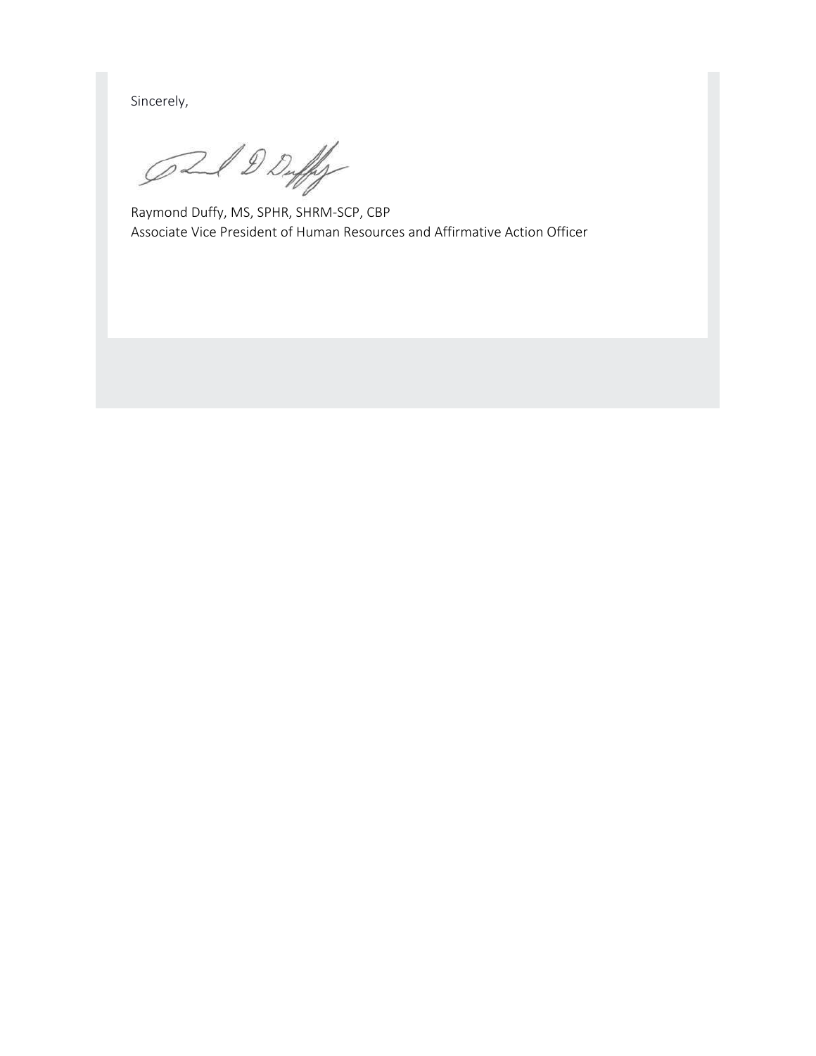Sincerely,

Raymond Duffy, MS, SPHR, SHRM-SCP, CBP
Associate Vice President of Human Resources and Affirmative Action Officer